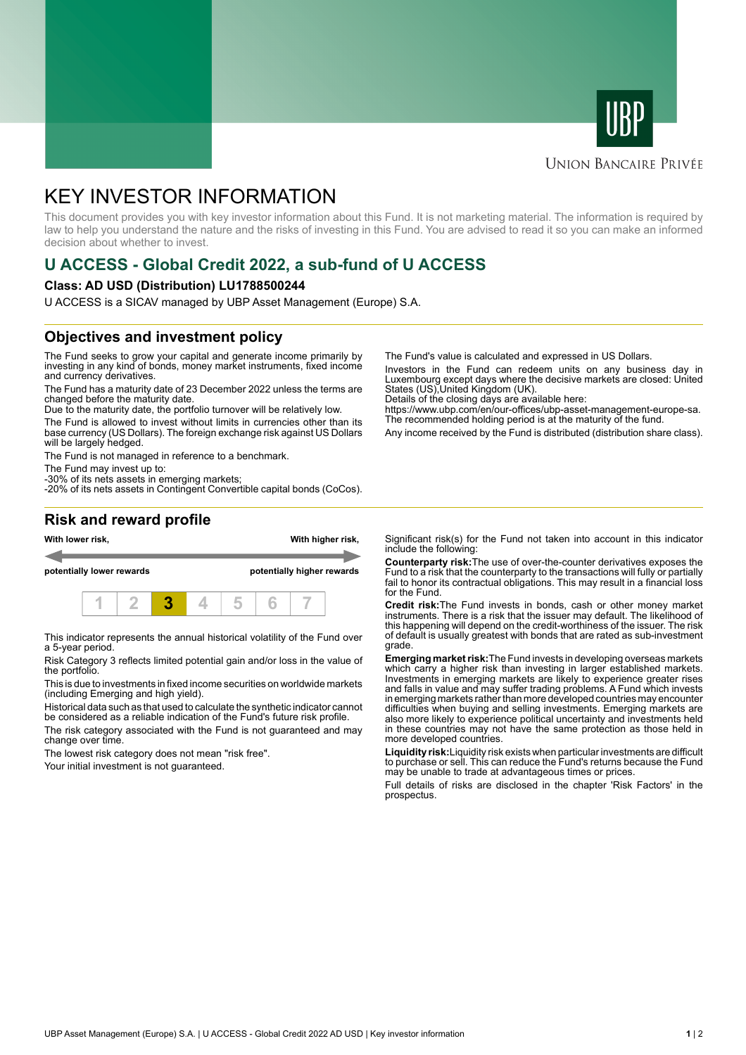UBP

Union Bancaire Privée

# KEY INVESTOR INFORMATION

This document provides you with key investor information about this Fund. It is not marketing material. The information is required by law to help you understand the nature and the risks of investing in this Fund. You are advised to read it so you can make an informed decision about whether to invest.

## U ACCESS - Global Credit 2022, a sub-fund of U ACCESS

**Class: AD USD (Distribution) LU1788500244**

U ACCESS is a SICAV managed by UBP Asset Management (Europe) S.A.

## Objectives and investment policy

The Fund seeks to grow your capital and generate income primarily by investing in any kind of bonds, money market instruments, fixed income and currency derivatives.

The Fund has a maturity date of 23 December 2022 unless the terms are changed before the maturity date.
Due to the maturity date, the portfolio turnover will be relatively low.

The Fund is allowed to invest without limits in currencies other than its base currency (US Dollars). The foreign exchange risk against US Dollars will be largely hedged.

The Fund is not managed in reference to a benchmark.

The Fund may invest up to:
-30% of its nets assets in emerging markets;
-20% of its nets assets in Contingent Convertible capital bonds (CoCos).

The Fund's value is calculated and expressed in US Dollars.

Investors in the Fund can redeem units on any business day in Luxembourg except days where the decisive markets are closed: United States (US),United Kingdom (UK).
Details of the closing days are available here:
https://www.ubp.com/en/our-offices/ubp-asset-management-europe-sa.
The recommended holding period is at the maturity of the fund.

Any income received by the Fund is distributed (distribution share class).

## Risk and reward profile

| **With lower risk,** | | | | | | **With higher risk,** |
|---|---|---|---|---|---|---|
| **potentially lower rewards** | | | | | | **potentially higher rewards** |
| 1 | 2 | **3** | 4 | 5 | 6 | 7 |

This indicator represents the annual historical volatility of the Fund over a 5-year period.

Risk Category 3 reflects limited potential gain and/or loss in the value of the portfolio.

This is due to investments in fixed income securities on worldwide markets (including Emerging and high yield).

Historical data such as that used to calculate the synthetic indicator cannot be considered as a reliable indication of the Fund's future risk profile.

The risk category associated with the Fund is not guaranteed and may change over time.

The lowest risk category does not mean "risk free".

Your initial investment is not guaranteed.

Significant risk(s) for the Fund not taken into account in this indicator include the following:

**Counterparty risk:** The use of over-the-counter derivatives exposes the Fund to a risk that the counterparty to the transactions will fully or partially fail to honor its contractual obligations. This may result in a financial loss for the Fund.

**Credit risk:** The Fund invests in bonds, cash or other money market instruments. There is a risk that the issuer may default. The likelihood of this happening will depend on the credit-worthiness of the issuer. The risk of default is usually greatest with bonds that are rated as sub-investment grade.

**Emerging market risk:** The Fund invests in developing overseas markets which carry a higher risk than investing in larger established markets. Investments in emerging markets are likely to experience greater rises and falls in value and may suffer trading problems. A Fund which invests in emerging markets rather than more developed countries may encounter difficulties when buying and selling investments. Emerging markets are also more likely to experience political uncertainty and investments held in these countries may not have the same protection as those held in more developed countries.

**Liquidity risk:** Liquidity risk exists when particular investments are difficult to purchase or sell. This can reduce the Fund's returns because the Fund may be unable to trade at advantageous times or prices.

Full details of risks are disclosed in the chapter 'Risk Factors' in the prospectus.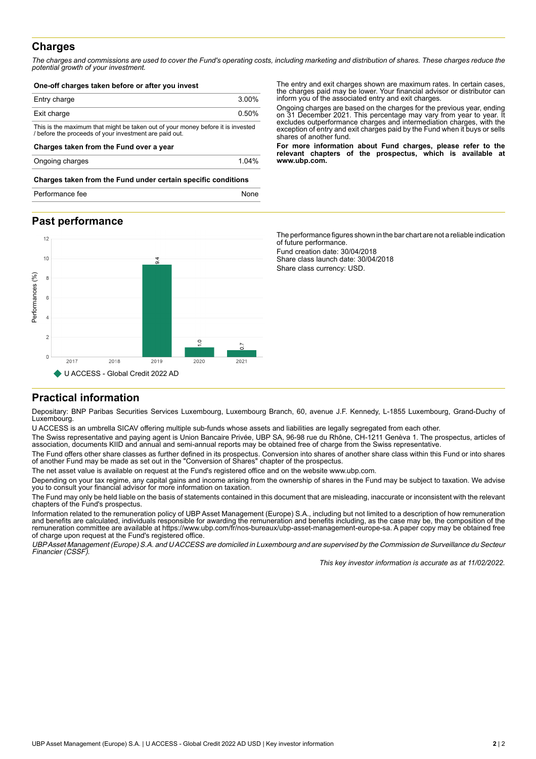## Charges

*The charges and commissions are used to cover the Fund's operating costs, including marketing and distribution of shares. These charges reduce the potential growth of your investment.*

| One-off charges taken before or after you invest | |
|---|---|
| Entry charge | 3.00% |
| Exit charge | 0.50% |

This is the maximum that might be taken out of your money before it is invested / before the proceeds of your investment are paid out.

| Charges taken from the Fund over a year | |
|---|---|
| Ongoing charges | 1.04% |

| Charges taken from the Fund under certain specific conditions | |
|---|---|
| Performance fee | None |

The entry and exit charges shown are maximum rates. In certain cases, the charges paid may be lower. Your financial advisor or distributor can inform you of the associated entry and exit charges.

Ongoing charges are based on the charges for the previous year, ending on 31 December 2021. This percentage may vary from year to year. It excludes outperformance charges and intermediation charges, with the exception of entry and exit charges paid by the Fund when it buys or sells shares of another fund.

**For more information about Fund charges, please refer to the relevant chapters of the prospectus, which is available at www.ubp.com.**

## Past performance

Performances (%)

12
10
8
6
4
2
0

9.4
1.0
0.7

2017
2018
2019
2020
2021

U ACCESS - Global Credit 2022 AD

The performance figures shown in the bar chart are not a reliable indication of future performance.

Fund creation date: 30/04/2018

Share class launch date: 30/04/2018

Share class currency: USD.

## Practical information

Depositary: BNP Paribas Securities Services Luxembourg, Luxembourg Branch, 60, avenue J.F. Kennedy, L-1855 Luxembourg, Grand-Duchy of Luxembourg.

U ACCESS is an umbrella SICAV offering multiple sub-funds whose assets and liabilities are legally segregated from each other.

The Swiss representative and paying agent is Union Bancaire Privée, UBP SA, 96-98 rue du Rhône, CH-1211 Genèva 1. The prospectus, articles of association, documents KIID and annual and semi-annual reports may be obtained free of charge from the Swiss representative.

The Fund offers other share classes as further defined in its prospectus. Conversion into shares of another share class within this Fund or into shares of another Fund may be made as set out in the "Conversion of Shares" chapter of the prospectus.

The net asset value is available on request at the Fund's registered office and on the website www.ubp.com.

Depending on your tax regime, any capital gains and income arising from the ownership of shares in the Fund may be subject to taxation. We advise you to consult your financial advisor for more information on taxation.

The Fund may only be held liable on the basis of statements contained in this document that are misleading, inaccurate or inconsistent with the relevant chapters of the Fund's prospectus.

Information related to the remuneration policy of UBP Asset Management (Europe) S.A., including but not limited to a description of how remuneration and benefits are calculated, individuals responsible for awarding the remuneration and benefits including, as the case may be, the composition of the remuneration committee are available at https://www.ubp.com/fr/nos-bureaux/ubp-asset-management-europe-sa. A paper copy may be obtained free of charge upon request at the Fund's registered office.

*UBP Asset Management (Europe) S.A. and U ACCESS are domiciled in Luxembourg and are supervised by the Commission de Surveillance du Secteur Financier (CSSF).*

*This key investor information is accurate as at 11/02/2022.*